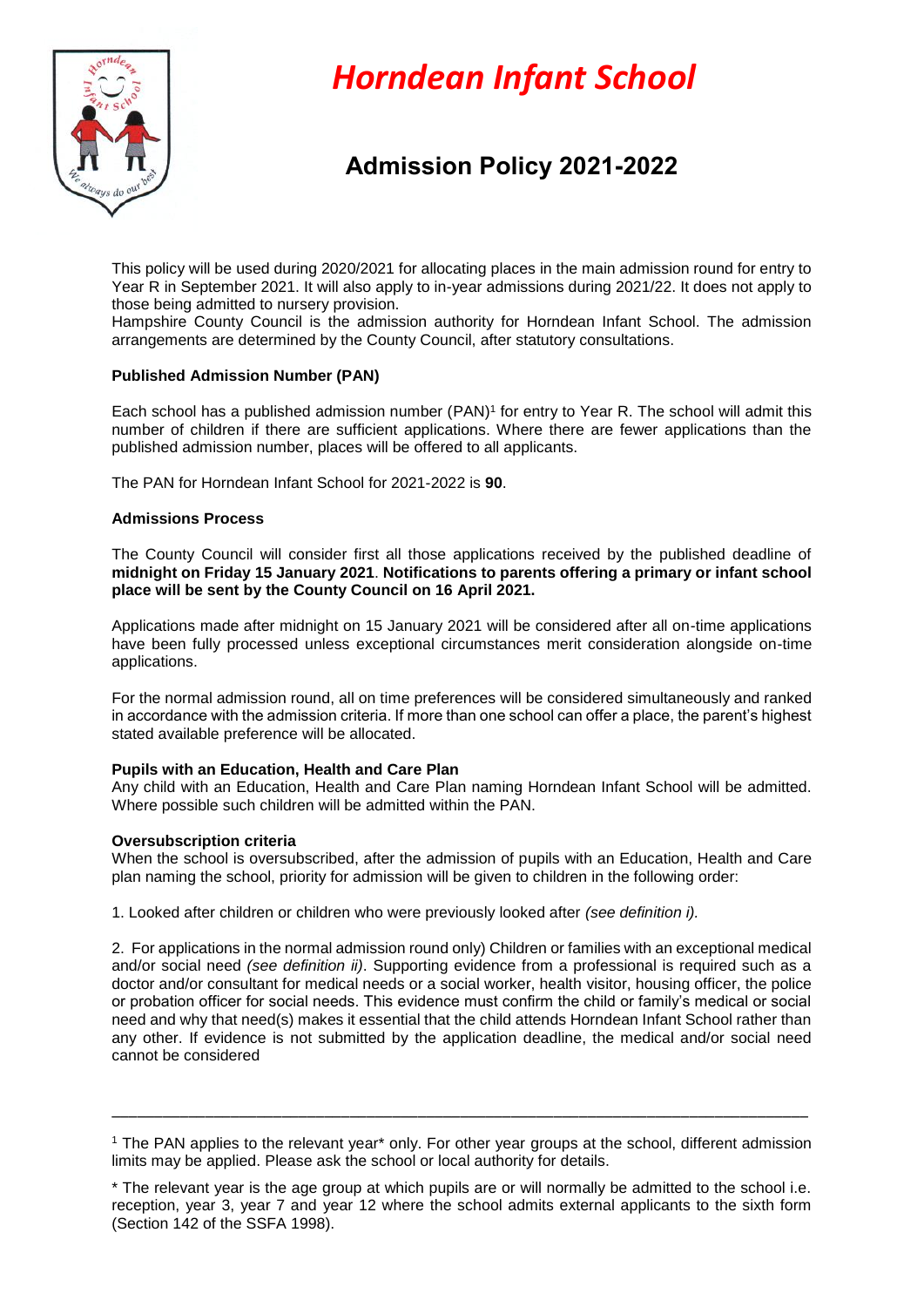# *Horndean Infant School*

## Admission Policy 2021-2022

This policy will be used during 2020/2021 for allocating places in the main admission round for entry to Year R in September 2021. It will also apply to in-year admissions during 2021/22. It does not apply to those being admitted to nursery provision.
Hampshire County Council is the admission authority for Horndean Infant School. The admission arrangements are determined by the County Council, after statutory consultations.

### Published Admission Number (PAN)

Each school has a published admission number (PAN)[1] for entry to Year R. The school will admit this number of children if there are sufficient applications. Where there are fewer applications than the published admission number, places will be offered to all applicants.

The PAN for Horndean Infant School for 2021-2022 is **90**.

### Admissions Process

The County Council will consider first all those applications received by the published deadline of **midnight on Friday 15 January 2021**. **Notifications to parents offering a primary or infant school place will be sent by the County Council on 16 April 2021.**

Applications made after midnight on 15 January 2021 will be considered after all on-time applications have been fully processed unless exceptional circumstances merit consideration alongside on-time applications.

For the normal admission round, all on time preferences will be considered simultaneously and ranked in accordance with the admission criteria. If more than one school can offer a place, the parent's highest stated available preference will be allocated.

### Pupils with an Education, Health and Care Plan

Any child with an Education, Health and Care Plan naming Horndean Infant School will be admitted. Where possible such children will be admitted within the PAN.

### Oversubscription criteria

When the school is oversubscribed, after the admission of pupils with an Education, Health and Care plan naming the school, priority for admission will be given to children in the following order:

1. Looked after children or children who were previously looked after *(see definition i).*

2. For applications in the normal admission round only) Children or families with an exceptional medical and/or social need *(see definition ii)*. Supporting evidence from a professional is required such as a doctor and/or consultant for medical needs or a social worker, health visitor, housing officer, the police or probation officer for social needs. This evidence must confirm the child or family's medical or social need and why that need(s) makes it essential that the child attends Horndean Infant School rather than any other. If evidence is not submitted by the application deadline, the medical and/or social need cannot be considered

---

[1] The PAN applies to the relevant year* only. For other year groups at the school, different admission limits may be applied. Please ask the school or local authority for details.

* The relevant year is the age group at which pupils are or will normally be admitted to the school i.e. reception, year 3, year 7 and year 12 where the school admits external applicants to the sixth form (Section 142 of the SSFA 1998).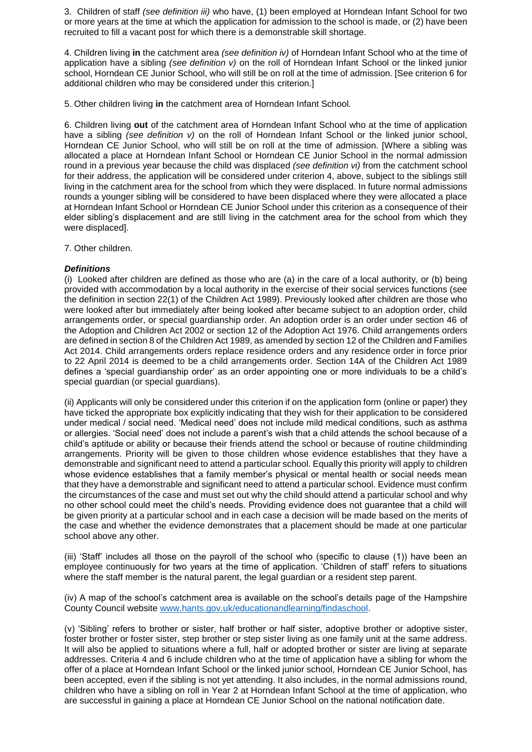3. Children of staff *(see definition iii)* who have, (1) been employed at Horndean Infant School for two or more years at the time at which the application for admission to the school is made, or (2) have been recruited to fill a vacant post for which there is a demonstrable skill shortage.

4. Children living **in** the catchment area *(see definition iv)* of Horndean Infant School who at the time of application have a sibling *(see definition v)* on the roll of Horndean Infant School or the linked junior school, Horndean CE Junior School, who will still be on roll at the time of admission. [See criterion 6 for additional children who may be considered under this criterion.]

5. Other children living **in** the catchment area of Horndean Infant School.

6. Children living **out** of the catchment area of Horndean Infant School who at the time of application have a sibling *(see definition v)* on the roll of Horndean Infant School or the linked junior school, Horndean CE Junior School, who will still be on roll at the time of admission. [Where a sibling was allocated a place at Horndean Infant School or Horndean CE Junior School in the normal admission round in a previous year because the child was displaced *(see definition vi)* from the catchment school for their address, the application will be considered under criterion 4, above, subject to the siblings still living in the catchment area for the school from which they were displaced. In future normal admissions rounds a younger sibling will be considered to have been displaced where they were allocated a place at Horndean Infant School or Horndean CE Junior School under this criterion as a consequence of their elder sibling's displacement and are still living in the catchment area for the school from which they were displaced].

7. Other children.

***Definitions***

(i) Looked after children are defined as those who are (a) in the care of a local authority, or (b) being provided with accommodation by a local authority in the exercise of their social services functions (see the definition in section 22(1) of the Children Act 1989). Previously looked after children are those who were looked after but immediately after being looked after became subject to an adoption order, child arrangements order, or special guardianship order. An adoption order is an order under section 46 of the Adoption and Children Act 2002 or section 12 of the Adoption Act 1976. Child arrangements orders are defined in section 8 of the Children Act 1989, as amended by section 12 of the Children and Families Act 2014. Child arrangements orders replace residence orders and any residence order in force prior to 22 April 2014 is deemed to be a child arrangements order. Section 14A of the Children Act 1989 defines a 'special guardianship order' as an order appointing one or more individuals to be a child's special guardian (or special guardians).

(ii) Applicants will only be considered under this criterion if on the application form (online or paper) they have ticked the appropriate box explicitly indicating that they wish for their application to be considered under medical / social need. 'Medical need' does not include mild medical conditions, such as asthma or allergies. 'Social need' does not include a parent's wish that a child attends the school because of a child's aptitude or ability or because their friends attend the school or because of routine childminding arrangements. Priority will be given to those children whose evidence establishes that they have a demonstrable and significant need to attend a particular school. Equally this priority will apply to children whose evidence establishes that a family member's physical or mental health or social needs mean that they have a demonstrable and significant need to attend a particular school. Evidence must confirm the circumstances of the case and must set out why the child should attend a particular school and why no other school could meet the child's needs. Providing evidence does not guarantee that a child will be given priority at a particular school and in each case a decision will be made based on the merits of the case and whether the evidence demonstrates that a placement should be made at one particular school above any other.

(iii) 'Staff' includes all those on the payroll of the school who (specific to clause (1)) have been an employee continuously for two years at the time of application. 'Children of staff' refers to situations where the staff member is the natural parent, the legal guardian or a resident step parent.

(iv) A map of the school's catchment area is available on the school's details page of the Hampshire County Council website [www.hants.gov.uk/educationandlearning/findaschool](http://www.hants.gov.uk/educationandlearning/findaschool).

(v) 'Sibling' refers to brother or sister, half brother or half sister, adoptive brother or adoptive sister, foster brother or foster sister, step brother or step sister living as one family unit at the same address. It will also be applied to situations where a full, half or adopted brother or sister are living at separate addresses. Criteria 4 and 6 include children who at the time of application have a sibling for whom the offer of a place at Horndean Infant School or the linked junior school, Horndean CE Junior School, has been accepted, even if the sibling is not yet attending. It also includes, in the normal admissions round, children who have a sibling on roll in Year 2 at Horndean Infant School at the time of application, who are successful in gaining a place at Horndean CE Junior School on the national notification date.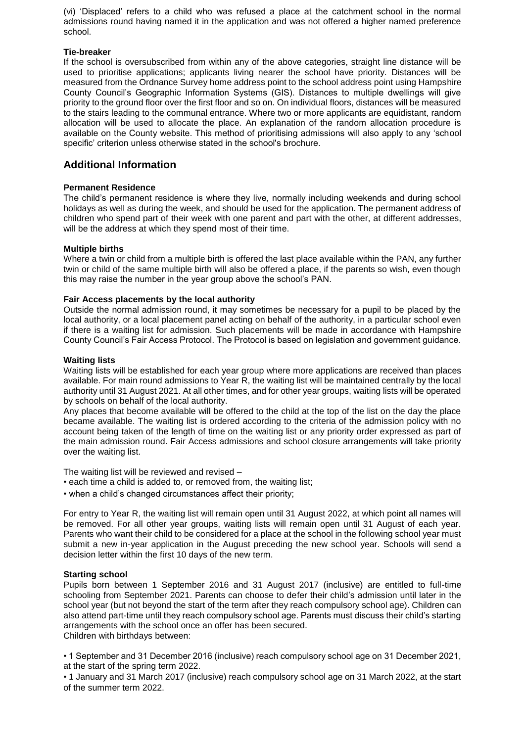(vi) 'Displaced' refers to a child who was refused a place at the catchment school in the normal admissions round having named it in the application and was not offered a higher named preference school.

**Tie-breaker**

If the school is oversubscribed from within any of the above categories, straight line distance will be used to prioritise applications; applicants living nearer the school have priority. Distances will be measured from the Ordnance Survey home address point to the school address point using Hampshire County Council's Geographic Information Systems (GIS). Distances to multiple dwellings will give priority to the ground floor over the first floor and so on. On individual floors, distances will be measured to the stairs leading to the communal entrance. Where two or more applicants are equidistant, random allocation will be used to allocate the place. An explanation of the random allocation procedure is available on the County website. This method of prioritising admissions will also apply to any 'school specific' criterion unless otherwise stated in the school's brochure.

## Additional Information

**Permanent Residence**

The child's permanent residence is where they live, normally including weekends and during school holidays as well as during the week, and should be used for the application. The permanent address of children who spend part of their week with one parent and part with the other, at different addresses, will be the address at which they spend most of their time.

**Multiple births**

Where a twin or child from a multiple birth is offered the last place available within the PAN, any further twin or child of the same multiple birth will also be offered a place, if the parents so wish, even though this may raise the number in the year group above the school's PAN.

**Fair Access placements by the local authority**

Outside the normal admission round, it may sometimes be necessary for a pupil to be placed by the local authority, or a local placement panel acting on behalf of the authority, in a particular school even if there is a waiting list for admission. Such placements will be made in accordance with Hampshire County Council's Fair Access Protocol. The Protocol is based on legislation and government guidance.

**Waiting lists**

Waiting lists will be established for each year group where more applications are received than places available. For main round admissions to Year R, the waiting list will be maintained centrally by the local authority until 31 August 2021. At all other times, and for other year groups, waiting lists will be operated by schools on behalf of the local authority.

Any places that become available will be offered to the child at the top of the list on the day the place became available. The waiting list is ordered according to the criteria of the admission policy with no account being taken of the length of time on the waiting list or any priority order expressed as part of the main admission round. Fair Access admissions and school closure arrangements will take priority over the waiting list.

The waiting list will be reviewed and revised –

- each time a child is added to, or removed from, the waiting list;
- when a child's changed circumstances affect their priority;

For entry to Year R, the waiting list will remain open until 31 August 2022, at which point all names will be removed. For all other year groups, waiting lists will remain open until 31 August of each year. Parents who want their child to be considered for a place at the school in the following school year must submit a new in-year application in the August preceding the new school year. Schools will send a decision letter within the first 10 days of the new term.

**Starting school**

Pupils born between 1 September 2016 and 31 August 2017 (inclusive) are entitled to full-time schooling from September 2021. Parents can choose to defer their child's admission until later in the school year (but not beyond the start of the term after they reach compulsory school age). Children can also attend part-time until they reach compulsory school age. Parents must discuss their child's starting arrangements with the school once an offer has been secured.

Children with birthdays between:

- 1 September and 31 December 2016 (inclusive) reach compulsory school age on 31 December 2021, at the start of the spring term 2022.
- 1 January and 31 March 2017 (inclusive) reach compulsory school age on 31 March 2022, at the start of the summer term 2022.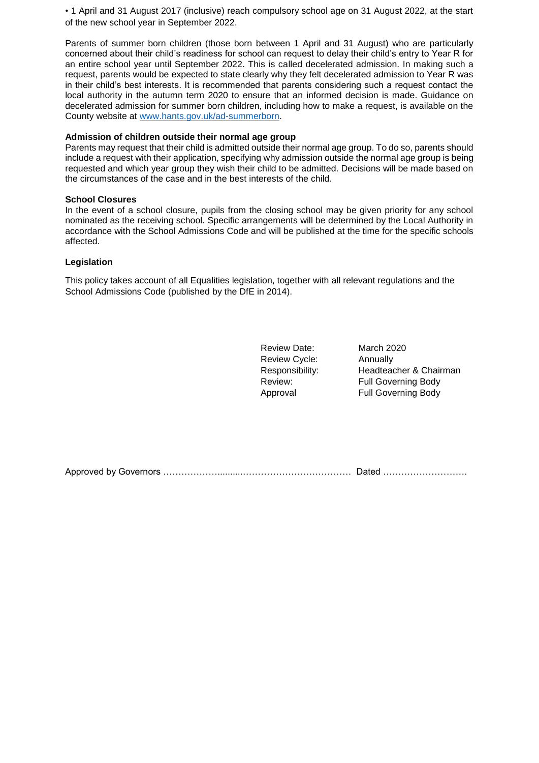- 1 April and 31 August 2017 (inclusive) reach compulsory school age on 31 August 2022, at the start of the new school year in September 2022.

Parents of summer born children (those born between 1 April and 31 August) who are particularly concerned about their child's readiness for school can request to delay their child's entry to Year R for an entire school year until September 2022. This is called decelerated admission. In making such a request, parents would be expected to state clearly why they felt decelerated admission to Year R was in their child's best interests. It is recommended that parents considering such a request contact the local authority in the autumn term 2020 to ensure that an informed decision is made. Guidance on decelerated admission for summer born children, including how to make a request, is available on the County website at [www.hants.gov.uk/ad-summerborn](www.hants.gov.uk/ad-summerborn).

**Admission of children outside their normal age group**

Parents may request that their child is admitted outside their normal age group. To do so, parents should include a request with their application, specifying why admission outside the normal age group is being requested and which year group they wish their child to be admitted. Decisions will be made based on the circumstances of the case and in the best interests of the child.

**School Closures**

In the event of a school closure, pupils from the closing school may be given priority for any school nominated as the receiving school. Specific arrangements will be determined by the Local Authority in accordance with the School Admissions Code and will be published at the time for the specific schools affected.

**Legislation**

This policy takes account of all Equalities legislation, together with all relevant regulations and the School Admissions Code (published by the DfE in 2014).

| | |
|---|---|
| Review Date: | March 2020 |
| Review Cycle: | Annually |
| Responsibility: | Headteacher & Chairman |
| Review: | Full Governing Body |
| Approval | Full Governing Body |

Approved by Governors …………………..........……………………………… Dated ……………………….